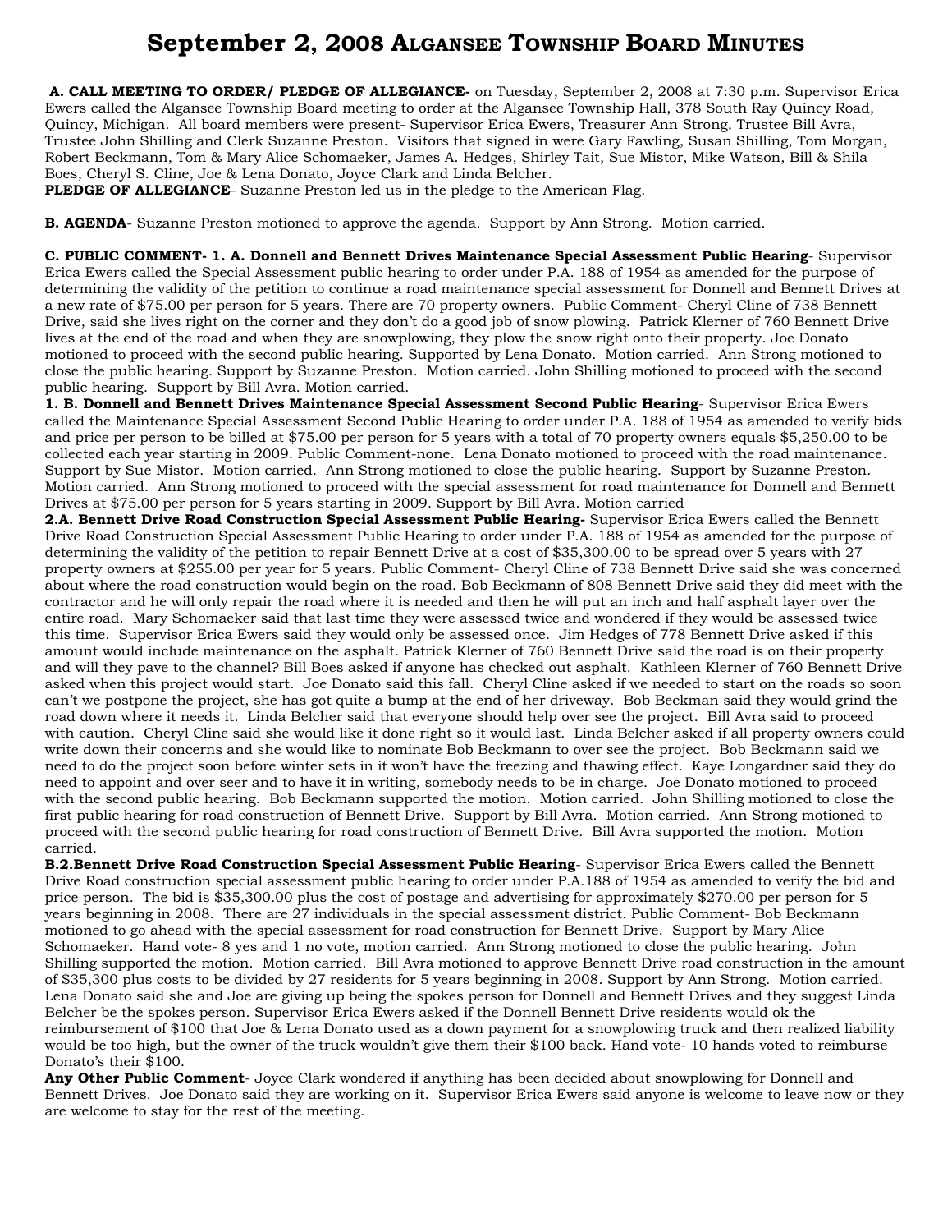# September 2, 2008 Algansee Township Board Minutes

**A. CALL MEETING TO ORDER/ PLEDGE OF ALLEGIANCE-** on Tuesday, September 2, 2008 at 7:30 p.m. Supervisor Erica Ewers called the Algansee Township Board meeting to order at the Algansee Township Hall, 378 South Ray Quincy Road, Quincy, Michigan. All board members were present- Supervisor Erica Ewers, Treasurer Ann Strong, Trustee Bill Avra, Trustee John Shilling and Clerk Suzanne Preston. Visitors that signed in were Gary Fawling, Susan Shilling, Tom Morgan, Robert Beckmann, Tom & Mary Alice Schomaeker, James A. Hedges, Shirley Tait, Sue Mistor, Mike Watson, Bill & Shila Boes, Cheryl S. Cline, Joe & Lena Donato, Joyce Clark and Linda Belcher.

**PLEDGE OF ALLEGIANCE**- Suzanne Preston led us in the pledge to the American Flag.

**B. AGENDA**- Suzanne Preston motioned to approve the agenda. Support by Ann Strong. Motion carried.

**C. PUBLIC COMMENT- 1. A. Donnell and Bennett Drives Maintenance Special Assessment Public Hearing**- Supervisor Erica Ewers called the Special Assessment public hearing to order under P.A. 188 of 1954 as amended for the purpose of determining the validity of the petition to continue a road maintenance special assessment for Donnell and Bennett Drives at a new rate of $75.00 per person for 5 years. There are 70 property owners. Public Comment- Cheryl Cline of 738 Bennett Drive, said she lives right on the corner and they don't do a good job of snow plowing. Patrick Klerner of 760 Bennett Drive lives at the end of the road and when they are snowplowing, they plow the snow right onto their property. Joe Donato motioned to proceed with the second public hearing. Supported by Lena Donato. Motion carried. Ann Strong motioned to close the public hearing. Support by Suzanne Preston. Motion carried. John Shilling motioned to proceed with the second public hearing. Support by Bill Avra. Motion carried.

**1. B. Donnell and Bennett Drives Maintenance Special Assessment Second Public Hearing**- Supervisor Erica Ewers called the Maintenance Special Assessment Second Public Hearing to order under P.A. 188 of 1954 as amended to verify bids and price per person to be billed at $75.00 per person for 5 years with a total of 70 property owners equals $5,250.00 to be collected each year starting in 2009. Public Comment-none. Lena Donato motioned to proceed with the road maintenance. Support by Sue Mistor. Motion carried. Ann Strong motioned to close the public hearing. Support by Suzanne Preston. Motion carried. Ann Strong motioned to proceed with the special assessment for road maintenance for Donnell and Bennett Drives at $75.00 per person for 5 years starting in 2009. Support by Bill Avra. Motion carried

**2.A. Bennett Drive Road Construction Special Assessment Public Hearing-** Supervisor Erica Ewers called the Bennett Drive Road Construction Special Assessment Public Hearing to order under P.A. 188 of 1954 as amended for the purpose of determining the validity of the petition to repair Bennett Drive at a cost of $35,300.00 to be spread over 5 years with 27 property owners at $255.00 per year for 5 years. Public Comment- Cheryl Cline of 738 Bennett Drive said she was concerned about where the road construction would begin on the road. Bob Beckmann of 808 Bennett Drive said they did meet with the contractor and he will only repair the road where it is needed and then he will put an inch and half asphalt layer over the entire road. Mary Schomaeker said that last time they were assessed twice and wondered if they would be assessed twice this time. Supervisor Erica Ewers said they would only be assessed once. Jim Hedges of 778 Bennett Drive asked if this amount would include maintenance on the asphalt. Patrick Klerner of 760 Bennett Drive said the road is on their property and will they pave to the channel? Bill Boes asked if anyone has checked out asphalt. Kathleen Klerner of 760 Bennett Drive asked when this project would start. Joe Donato said this fall. Cheryl Cline asked if we needed to start on the roads so soon can't we postpone the project, she has got quite a bump at the end of her driveway. Bob Beckman said they would grind the road down where it needs it. Linda Belcher said that everyone should help over see the project. Bill Avra said to proceed with caution. Cheryl Cline said she would like it done right so it would last. Linda Belcher asked if all property owners could write down their concerns and she would like to nominate Bob Beckmann to over see the project. Bob Beckmann said we need to do the project soon before winter sets in it won't have the freezing and thawing effect. Kaye Longardner said they do need to appoint and over seer and to have it in writing, somebody needs to be in charge. Joe Donato motioned to proceed with the second public hearing. Bob Beckmann supported the motion. Motion carried. John Shilling motioned to close the first public hearing for road construction of Bennett Drive. Support by Bill Avra. Motion carried. Ann Strong motioned to proceed with the second public hearing for road construction of Bennett Drive. Bill Avra supported the motion. Motion carried.

**B.2.Bennett Drive Road Construction Special Assessment Public Hearing**- Supervisor Erica Ewers called the Bennett Drive Road construction special assessment public hearing to order under P.A.188 of 1954 as amended to verify the bid and price person. The bid is $35,300.00 plus the cost of postage and advertising for approximately $270.00 per person for 5 years beginning in 2008. There are 27 individuals in the special assessment district. Public Comment- Bob Beckmann motioned to go ahead with the special assessment for road construction for Bennett Drive. Support by Mary Alice Schomaeker. Hand vote- 8 yes and 1 no vote, motion carried. Ann Strong motioned to close the public hearing. John Shilling supported the motion. Motion carried. Bill Avra motioned to approve Bennett Drive road construction in the amount of $35,300 plus costs to be divided by 27 residents for 5 years beginning in 2008. Support by Ann Strong. Motion carried. Lena Donato said she and Joe are giving up being the spokes person for Donnell and Bennett Drives and they suggest Linda Belcher be the spokes person. Supervisor Erica Ewers asked if the Donnell Bennett Drive residents would ok the reimbursement of $100 that Joe & Lena Donato used as a down payment for a snowplowing truck and then realized liability would be too high, but the owner of the truck wouldn't give them their $100 back. Hand vote- 10 hands voted to reimburse Donato's their $100.

**Any Other Public Comment**- Joyce Clark wondered if anything has been decided about snowplowing for Donnell and Bennett Drives. Joe Donato said they are working on it. Supervisor Erica Ewers said anyone is welcome to leave now or they are welcome to stay for the rest of the meeting.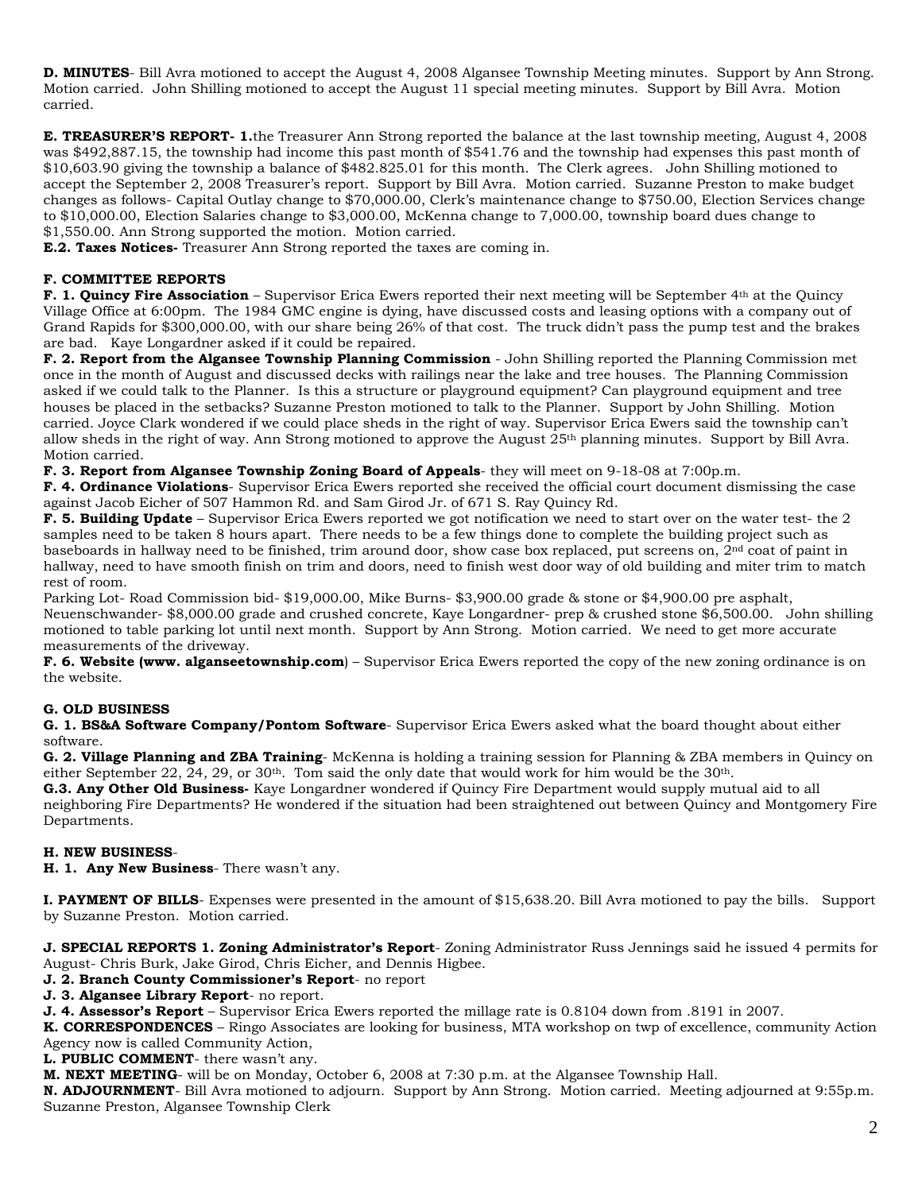**D. MINUTES**- Bill Avra motioned to accept the August 4, 2008 Algansee Township Meeting minutes. Support by Ann Strong. Motion carried. John Shilling motioned to accept the August 11 special meeting minutes. Support by Bill Avra. Motion carried.

**E. TREASURER'S REPORT- 1.**the Treasurer Ann Strong reported the balance at the last township meeting, August 4, 2008 was $492,887.15, the township had income this past month of $541.76 and the township had expenses this past month of $10,603.90 giving the township a balance of $482.825.01 for this month. The Clerk agrees. John Shilling motioned to accept the September 2, 2008 Treasurer's report. Support by Bill Avra. Motion carried. Suzanne Preston to make budget changes as follows- Capital Outlay change to $70,000.00, Clerk's maintenance change to $750.00, Election Services change to $10,000.00, Election Salaries change to $3,000.00, McKenna change to 7,000.00, township board dues change to $1,550.00. Ann Strong supported the motion. Motion carried.

**E.2. Taxes Notices-** Treasurer Ann Strong reported the taxes are coming in.

**F. COMMITTEE REPORTS**

**F. 1. Quincy Fire Association** – Supervisor Erica Ewers reported their next meeting will be September 4th at the Quincy Village Office at 6:00pm. The 1984 GMC engine is dying, have discussed costs and leasing options with a company out of Grand Rapids for $300,000.00, with our share being 26% of that cost. The truck didn't pass the pump test and the brakes are bad. Kaye Longardner asked if it could be repaired.

**F. 2. Report from the Algansee Township Planning Commission** - John Shilling reported the Planning Commission met once in the month of August and discussed decks with railings near the lake and tree houses. The Planning Commission asked if we could talk to the Planner. Is this a structure or playground equipment? Can playground equipment and tree houses be placed in the setbacks? Suzanne Preston motioned to talk to the Planner. Support by John Shilling. Motion carried. Joyce Clark wondered if we could place sheds in the right of way. Supervisor Erica Ewers said the township can't allow sheds in the right of way. Ann Strong motioned to approve the August 25th planning minutes. Support by Bill Avra. Motion carried.

**F. 3. Report from Algansee Township Zoning Board of Appeals**- they will meet on 9-18-08 at 7:00p.m.

**F. 4. Ordinance Violations**- Supervisor Erica Ewers reported she received the official court document dismissing the case against Jacob Eicher of 507 Hammon Rd. and Sam Girod Jr. of 671 S. Ray Quincy Rd.

**F. 5. Building Update** – Supervisor Erica Ewers reported we got notification we need to start over on the water test- the 2 samples need to be taken 8 hours apart. There needs to be a few things done to complete the building project such as baseboards in hallway need to be finished, trim around door, show case box replaced, put screens on, 2nd coat of paint in hallway, need to have smooth finish on trim and doors, need to finish west door way of old building and miter trim to match rest of room.

Parking Lot- Road Commission bid- $19,000.00, Mike Burns- $3,900.00 grade & stone or $4,900.00 pre asphalt, Neuenschwander- $8,000.00 grade and crushed concrete, Kaye Longardner- prep & crushed stone $6,500.00. John shilling motioned to table parking lot until next month. Support by Ann Strong. Motion carried. We need to get more accurate measurements of the driveway.

**F. 6. Website (www. alganseetownship.com**) – Supervisor Erica Ewers reported the copy of the new zoning ordinance is on the website.

**G. OLD BUSINESS**

**G. 1. BS&A Software Company/Pontom Software**- Supervisor Erica Ewers asked what the board thought about either software.

**G. 2. Village Planning and ZBA Training**- McKenna is holding a training session for Planning & ZBA members in Quincy on either September 22, 24, 29, or 30th. Tom said the only date that would work for him would be the 30th.

**G.3. Any Other Old Business-** Kaye Longardner wondered if Quincy Fire Department would supply mutual aid to all neighboring Fire Departments? He wondered if the situation had been straightened out between Quincy and Montgomery Fire Departments.

**H. NEW BUSINESS**-

**H. 1. Any New Business**- There wasn't any.

**I. PAYMENT OF BILLS**- Expenses were presented in the amount of $15,638.20. Bill Avra motioned to pay the bills. Support by Suzanne Preston. Motion carried.

**J. SPECIAL REPORTS 1. Zoning Administrator's Report**- Zoning Administrator Russ Jennings said he issued 4 permits for August- Chris Burk, Jake Girod, Chris Eicher, and Dennis Higbee.

**J. 2. Branch County Commissioner's Report**- no report

**J. 3. Algansee Library Report**- no report.

**J. 4. Assessor's Report** – Supervisor Erica Ewers reported the millage rate is 0.8104 down from .8191 in 2007.

**K. CORRESPONDENCES** – Ringo Associates are looking for business, MTA workshop on twp of excellence, community Action Agency now is called Community Action,

**L. PUBLIC COMMENT**- there wasn't any.

**M. NEXT MEETING**- will be on Monday, October 6, 2008 at 7:30 p.m. at the Algansee Township Hall.

**N. ADJOURNMENT**- Bill Avra motioned to adjourn. Support by Ann Strong. Motion carried. Meeting adjourned at 9:55p.m.

Suzanne Preston, Algansee Township Clerk